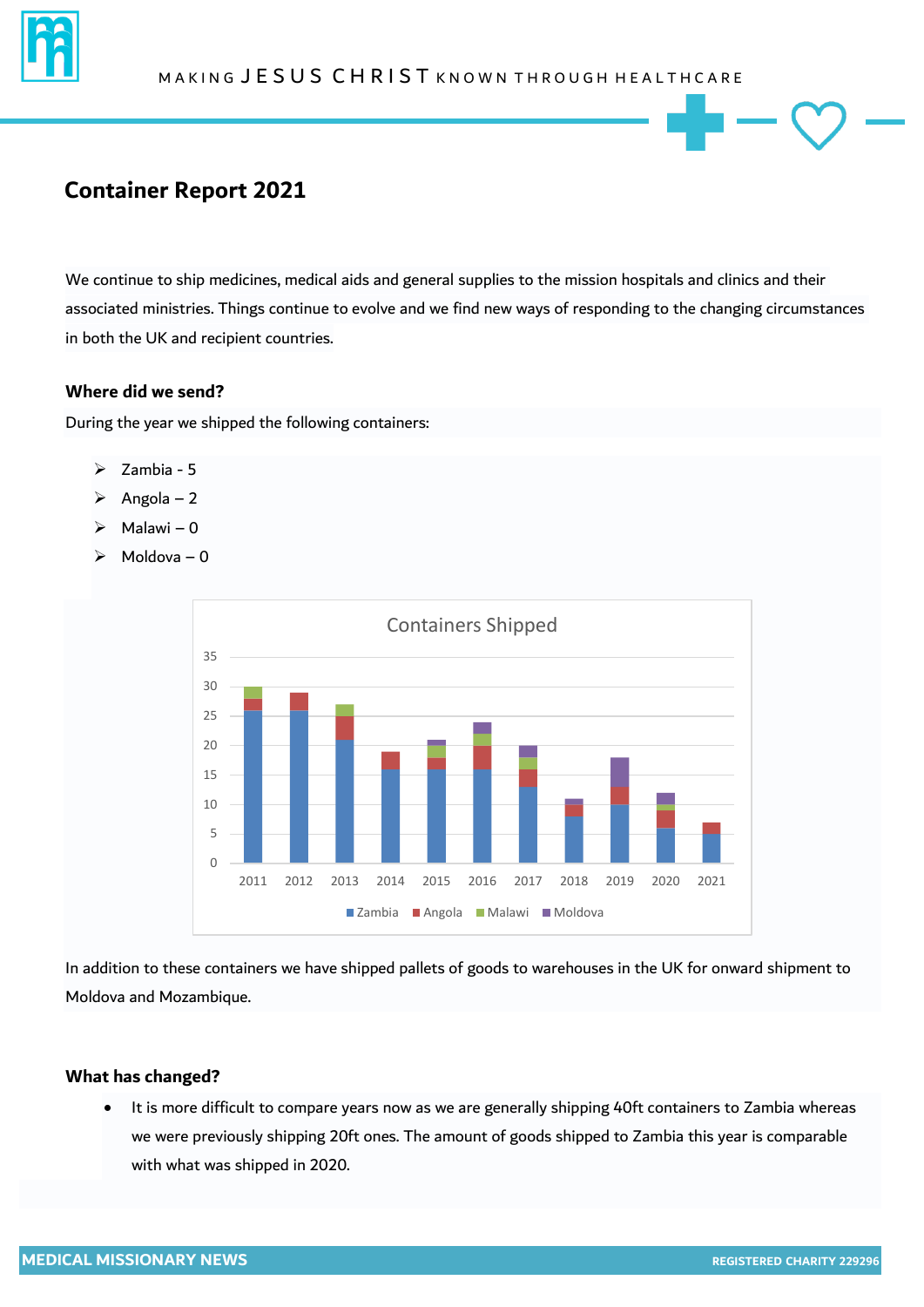MAKING JESUS CHRIST KNOWN THROUGH HEALTHCARE

# Container Report 2021

We continue to ship medicines, medical aids and general supplies to the mission hospitals and clinics and their associated ministries. Things continue to evolve and we find new ways of responding to the changing circumstances in both the UK and recipient countries.

### Where did we send?

During the year we shipped the following containers:

- Zambia - 5
- Angola – 2
- Malawi – 0
- Moldova – 0

In addition to these containers we have shipped pallets of goods to warehouses in the UK for onward shipment to Moldova and Mozambique.

### What has changed?

- It is more difficult to compare years now as we are generally shipping 40ft containers to Zambia whereas we were previously shipping 20ft ones. The amount of goods shipped to Zambia this year is comparable with what was shipped in 2020.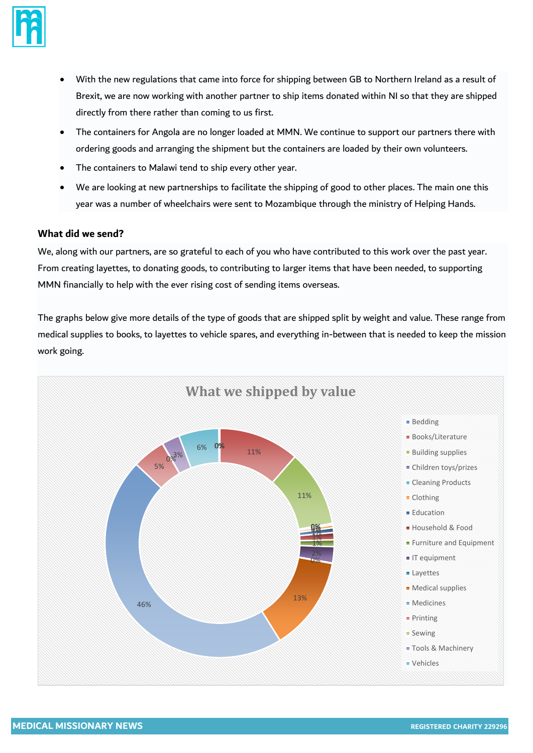- With the new regulations that came into force for shipping between GB to Northern Ireland as a result of Brexit, we are now working with another partner to ship items donated within NI so that they are shipped directly from there rather than coming to us first.
- The containers for Angola are no longer loaded at MMN. We continue to support our partners there with ordering goods and arranging the shipment but the containers are loaded by their own volunteers.
- The containers to Malawi tend to ship every other year.
- We are looking at new partnerships to facilitate the shipping of good to other places. The main one this year was a number of wheelchairs were sent to Mozambique through the ministry of Helping Hands.

**What did we send?**

We, along with our partners, are so grateful to each of you who have contributed to this work over the past year. From creating layettes, to donating goods, to contributing to larger items that have been needed, to supporting MMN financially to help with the ever rising cost of sending items overseas.

The graphs below give more details of the type of goods that are shipped split by weight and value. These range from medical supplies to books, to layettes to vehicle spares, and everything in-between that is needed to keep the mission work going.

**What we shipped by value**

| Category | Share |
|---|---|
| Bedding | 0% |
| Books/Literature | 11% |
| Building supplies | 11% |
| Children toys/prizes | 0% |
| Cleaning Products | 0% |
| Clothing | 0% |
| Education | 1% |
| Household & Food | 1% |
| Furniture and Equipment | 1% |
| IT equipment | 2% |
| Layettes | 0% |
| Medical supplies | 13% |
| Medicines | 46% |
| Printing | 5% |
| Sewing | 0% |
| Tools & Machinery | 3% |
| Vehicles | 6% |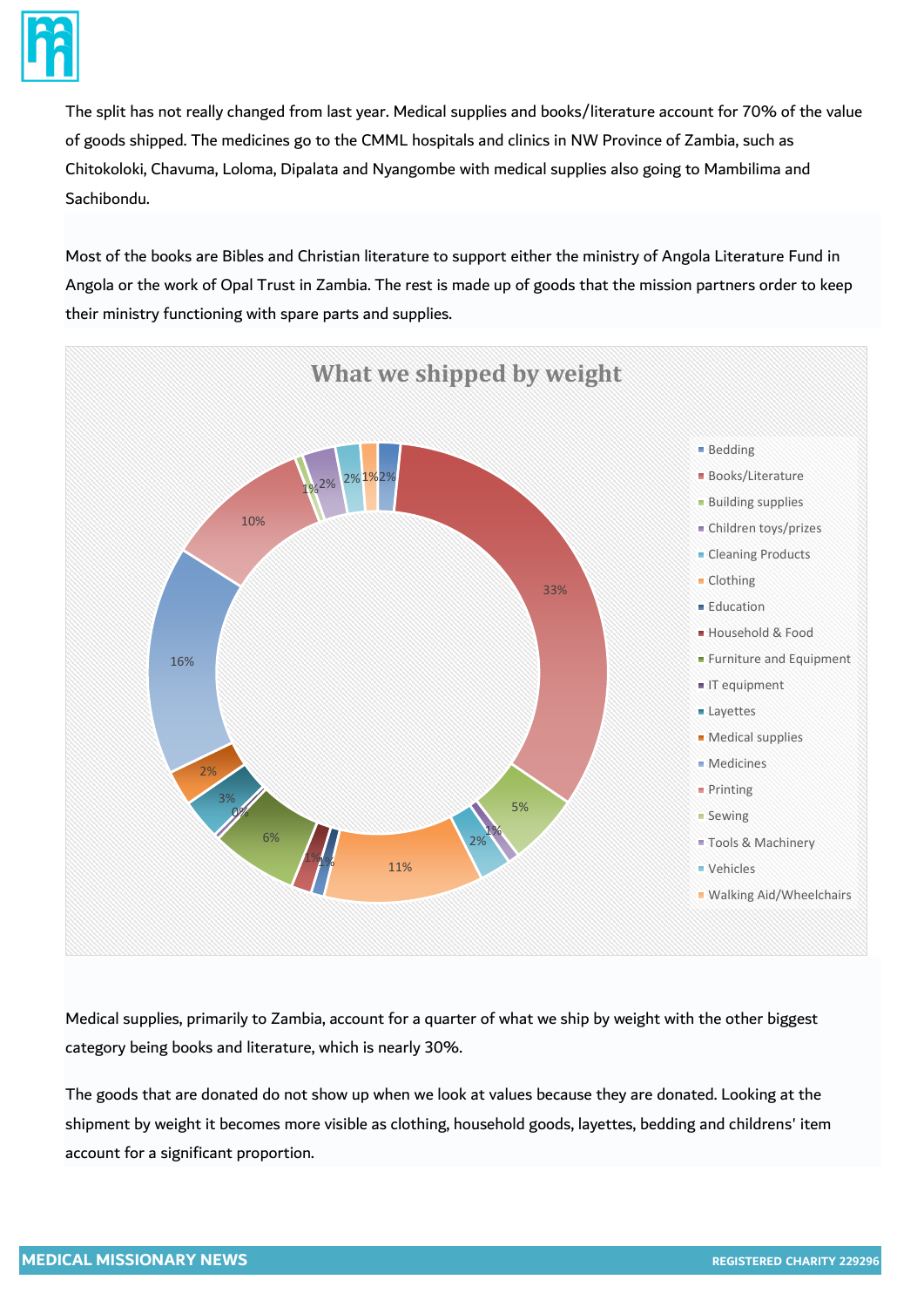The split has not really changed from last year. Medical supplies and books/literature account for 70% of the value of goods shipped. The medicines go to the CMML hospitals and clinics in NW Province of Zambia, such as Chitokoloki, Chavuma, Loloma, Dipalata and Nyangombe with medical supplies also going to Mambilima and Sachibondu.

Most of the books are Bibles and Christian literature to support either the ministry of Angola Literature Fund in Angola or the work of Opal Trust in Zambia. The rest is made up of goods that the mission partners order to keep their ministry functioning with spare parts and supplies.

**What we shipped by weight**

| Category | Share |
|---|---|
| Bedding | 2% |
| Books/Literature | 33% |
| Building supplies | 5% |
| Children toys/prizes | 1% |
| Cleaning Products | 2% |
| Clothing | 11% |
| Education | 1% |
| Household & Food | 1% |
| Furniture and Equipment | 6% |
| IT equipment | 0% |
| Layettes | 3% |
| Medical supplies | 2% |
| Medicines | 16% |
| Printing | 10% |
| Sewing | 1% |
| Tools & Machinery | 2% |
| Vehicles | 2% |
| Walking Aid/Wheelchairs | 1% |

Medical supplies, primarily to Zambia, account for a quarter of what we ship by weight with the other biggest category being books and literature, which is nearly 30%.

The goods that are donated do not show up when we look at values because they are donated. Looking at the shipment by weight it becomes more visible as clothing, household goods, layettes, bedding and childrens' item account for a significant proportion.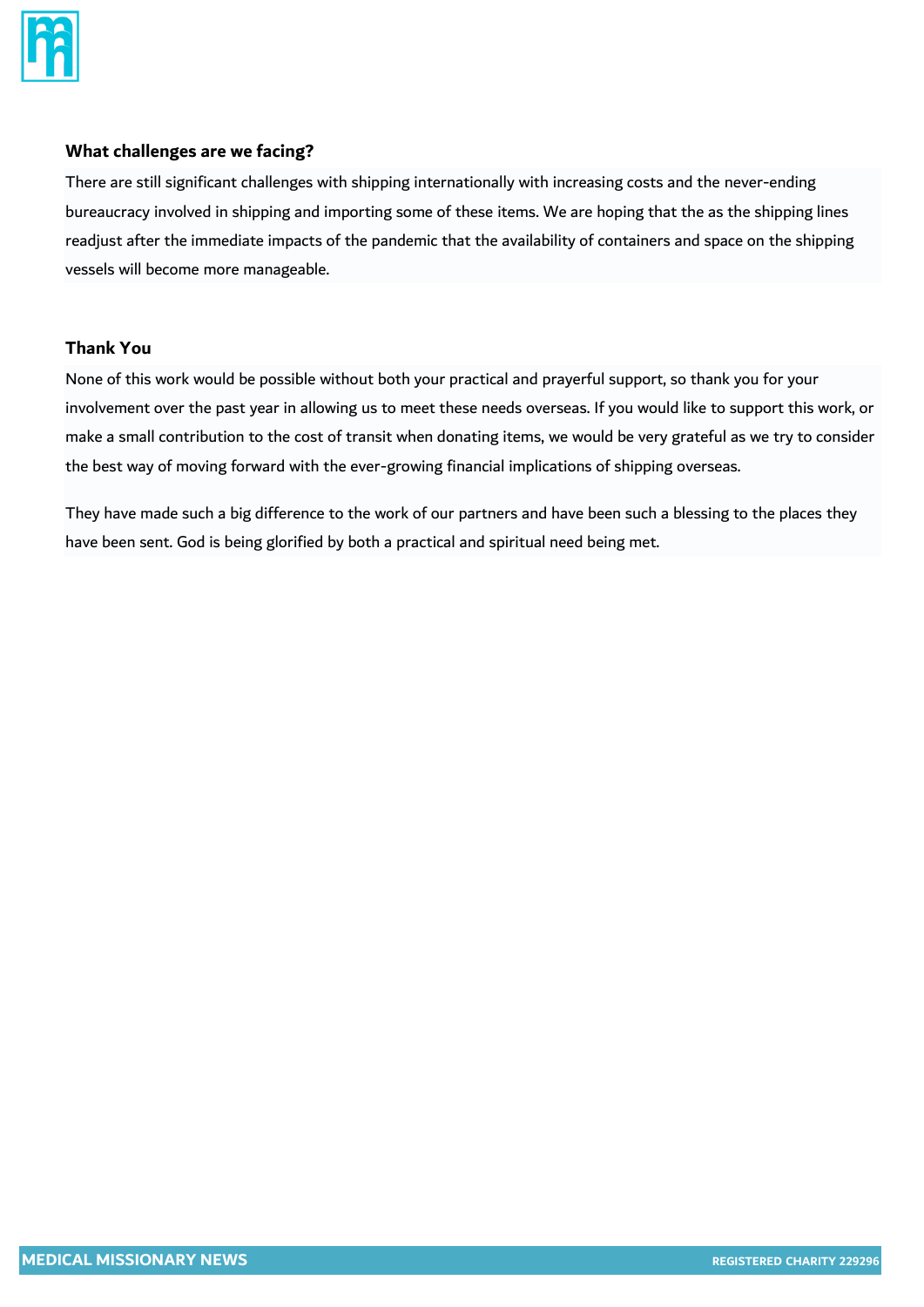### What challenges are we facing?

There are still significant challenges with shipping internationally with increasing costs and the never-ending bureaucracy involved in shipping and importing some of these items. We are hoping that the as the shipping lines readjust after the immediate impacts of the pandemic that the availability of containers and space on the shipping vessels will become more manageable.

### Thank You

None of this work would be possible without both your practical and prayerful support, so thank you for your involvement over the past year in allowing us to meet these needs overseas. If you would like to support this work, or make a small contribution to the cost of transit when donating items, we would be very grateful as we try to consider the best way of moving forward with the ever-growing financial implications of shipping overseas.

They have made such a big difference to the work of our partners and have been such a blessing to the places they have been sent. God is being glorified by both a practical and spiritual need being met.